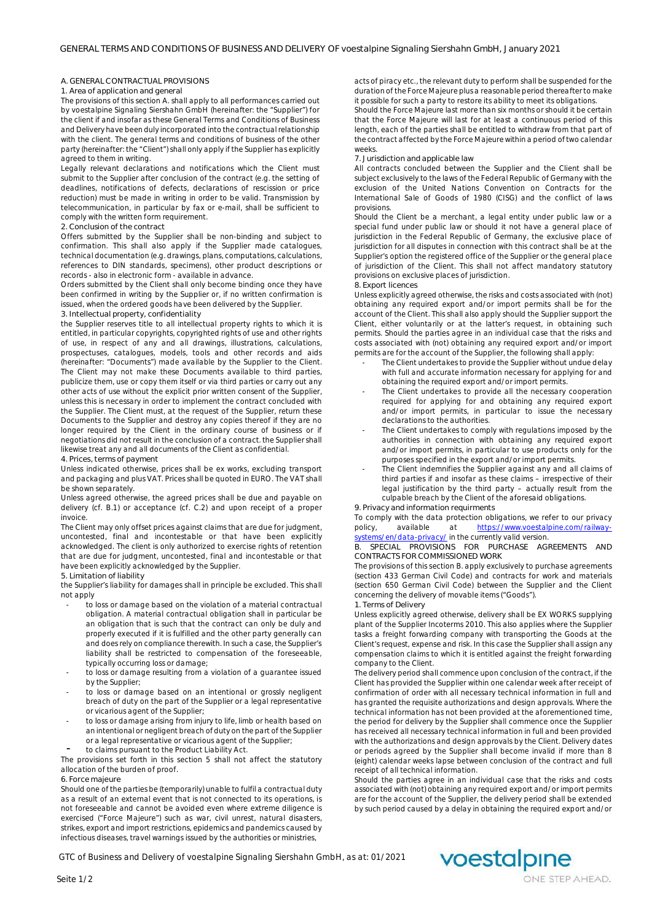# GENERAL TERMS AND CONDITIONS OF BUSINESS AND DELIVERY OF voestalpine Signaling Siershahn GmbH, January 2021

## A. GENERAL CONTRACTUAL PROVISIONS

### 1. Area of application and general

The provisions of this section A. shall apply to all performances carried out by voestalpine Signaling Siershahn GmbH (hereinafter: the "Supplier") for the client if and insofar as these General Terms and Conditions of Business and Delivery have been duly incorporated into the contractual relationship with the client. The general terms and conditions of business of the other party (hereinafter: the "Client") shall only apply if the Supplier has explicitly agreed to them in writing.

Legally relevant declarations and notifications which the Client must submit to the Supplier after conclusion of the contract (e.g. the setting of deadlines, notifications of defects, declarations of rescission or price reduction) must be made in writing in order to be valid. Transmission by telecommunication, in particular by fax or e-mail, shall be sufficient to comply with the written form requirement.

### 2. Conclusion of the contract

Offers submitted by the Supplier shall be non-binding and subject to confirmation. This shall also apply if the Supplier made catalogues, technical documentation (e.g. drawings, plans, computations, calculations, references to DIN standards, specimens), other product descriptions or records - also in electronic form - available in advance.

Orders submitted by the Client shall only become binding once they have been confirmed in writing by the Supplier or, if no written confirmation is issued, when the ordered goods have been delivered by the Supplier.

### 3. Intellectual property, confidentiality

the Supplier reserves title to all intellectual property rights to which it is entitled, in particular copyrights, copyrighted rights of use and other rights of use, in respect of any and all drawings, illustrations, calculations, prospectuses, catalogues, models, tools and other records and aids (hereinafter: "Documents") made available by the Supplier to the Client. The Client may not make these Documents available to third parties, publicize them, use or copy them itself or via third parties or carry out any other acts of use without the explicit prior written consent of the Supplier, unless this is necessary in order to implement the contract concluded with the Supplier. The Client must, at the request of the Supplier, return these Documents to the Supplier and destroy any copies thereof if they are no longer required by the Client in the ordinary course of business or if negotiations did not result in the conclusion of a contract. the Supplier shall likewise treat any and all documents of the Client as confidential.

### 4. Prices, terms of payment

Unless indicated otherwise, prices shall be ex works, excluding transport and packaging and plus VAT. Prices shall be quoted in EURO. The VAT shall be shown separately.

Unless agreed otherwise, the agreed prices shall be due and payable on delivery (cf. B.1) or acceptance (cf. C.2) and upon receipt of a proper invoice.

The Client may only offset prices against claims that are due for judgment, uncontested, final and incontestable or that have been explicitly acknowledged. The client is only authorized to exercise rights of retention that are due for judgment, uncontested, final and incontestable or that have been explicitly acknowledged by the Supplier.

### 5. Limitation of liability

the Supplier's liability for damages shall in principle be excluded. This shall not apply

- to loss or damage based on the violation of a material contractual obligation. A material contractual obligation shall in particular be an obligation that is such that the contract can only be duly and properly executed if it is fulfilled and the other party generally can and does rely on compliance therewith. In such a case, the Supplier's liability shall be restricted to compensation of the foreseeable, typically occurring loss or damage;
- to loss or damage resulting from a violation of a guarantee issued by the Supplier;
- to loss or damage based on an intentional or grossly negligent breach of duty on the part of the Supplier or a legal representative or vicarious agent of the Supplier;
- to loss or damage arising from injury to life, limb or health based on an intentional or negligent breach of duty on the part of the Supplier or a legal representative or vicarious agent of the Supplier;
- to claims pursuant to the Product Liability Act.

The provisions set forth in this section 5 shall not affect the statutory allocation of the burden of proof.

### 6. Force majeure

Should one of the parties be (temporarily) unable to fulfil a contractual duty as a result of an external event that is not connected to its operations, is not foreseeable and cannot be avoided even where extreme diligence is exercised ("Force Majeure") such as war, civil unrest, natural disasters, strikes, export and import restrictions, epidemics and pandemics caused by infectious diseases, travel warnings issued by the authorities or ministries, acts of piracy etc., the relevant duty to perform shall be suspended for the duration of the Force Majeure plus a reasonable period thereafter to make it possible for such a party to restore its ability to meet its obligations.

Should the Force Majeure last more than six months or should it be certain that the Force Majeure will last for at least a continuous period of this length, each of the parties shall be entitled to withdraw from that part of the contract affected by the Force Majeure within a period of two calendar weeks.

### 7. Jurisdiction and applicable law

All contracts concluded between the Supplier and the Client shall be subject exclusively to the laws of the Federal Republic of Germany with the exclusion of the United Nations Convention on Contracts for the International Sale of Goods of 1980 (CISG) and the conflict of laws provisions.

Should the Client be a merchant, a legal entity under public law or a special fund under public law or should it not have a general place of jurisdiction in the Federal Republic of Germany, the exclusive place of jurisdiction for all disputes in connection with this contract shall be at the Supplier's option the registered office of the Supplier or the general place of jurisdiction of the Client. This shall not affect mandatory statutory provisions on exclusive places of jurisdiction.

### 8. Export licences

Unless explicitly agreed otherwise, the risks and costs associated with (not) obtaining any required export and/or import permits shall be for the account of the Client. This shall also apply should the Supplier support the Client, either voluntarily or at the latter's request, in obtaining such permits. Should the parties agree in an individual case that the risks and costs associated with (not) obtaining any required export and/or import permits are for the account of the Supplier, the following shall apply:

- The Client undertakes to provide the Supplier without undue delay with full and accurate information necessary for applying for and obtaining the required export and/or import permits.
- The Client undertakes to provide all the necessary cooperation required for applying for and obtaining any required export and/or import permits, in particular to issue the necessary declarations to the authorities.
- The Client undertakes to comply with regulations imposed by the authorities in connection with obtaining any required export and/or import permits, in particular to use products only for the purposes specified in the export and/or import permits.
- The Client indemnifies the Supplier against any and all claims of third parties if and insofar as these claims – irrespective of their legal justification by the third party – actually result from the culpable breach by the Client of the aforesaid obligations.

### 9. Privacy and information requirments

To comply with the data protection obligations, we refer to our privacy policy, available at https://www.voestalpine.com/railway-systems/en/data-privacy/ in the currently valid version.

## B. SPECIAL PROVISIONS FOR PURCHASE AGREEMENTS AND CONTRACTS FOR COMMISSIONED WORK

The provisions of this section B. apply exclusively to purchase agreements (section 433 German Civil Code) and contracts for work and materials (section 650 German Civil Code) between the Supplier and the Client concerning the delivery of movable items ("Goods").

### 1. Terms of Delivery

Unless explicitly agreed otherwise, delivery shall be EX WORKS supplying plant of the Supplier Incoterms 2010. This also applies where the Supplier tasks a freight forwarding company with transporting the Goods at the Client's request, expense and risk. In this case the Supplier shall assign any compensation claims to which it is entitled against the freight forwarding company to the Client.

The delivery period shall commence upon conclusion of the contract, if the Client has provided the Supplier within one calendar week after receipt of confirmation of order with all necessary technical information in full and has granted the requisite authorizations and design approvals. Where the technical information has not been provided at the aforementioned time, the period for delivery by the Supplier shall commence once the Supplier has received all necessary technical information in full and been provided with the authorizations and design approvals by the Client. Delivery dates or periods agreed by the Supplier shall become invalid if more than 8 (eight) calendar weeks lapse between conclusion of the contract and full receipt of all technical information.

Should the parties agree in an individual case that the risks and costs associated with (not) obtaining any required export and/or import permits are for the account of the Supplier, the delivery period shall be extended by such period caused by a delay in obtaining the required export and/or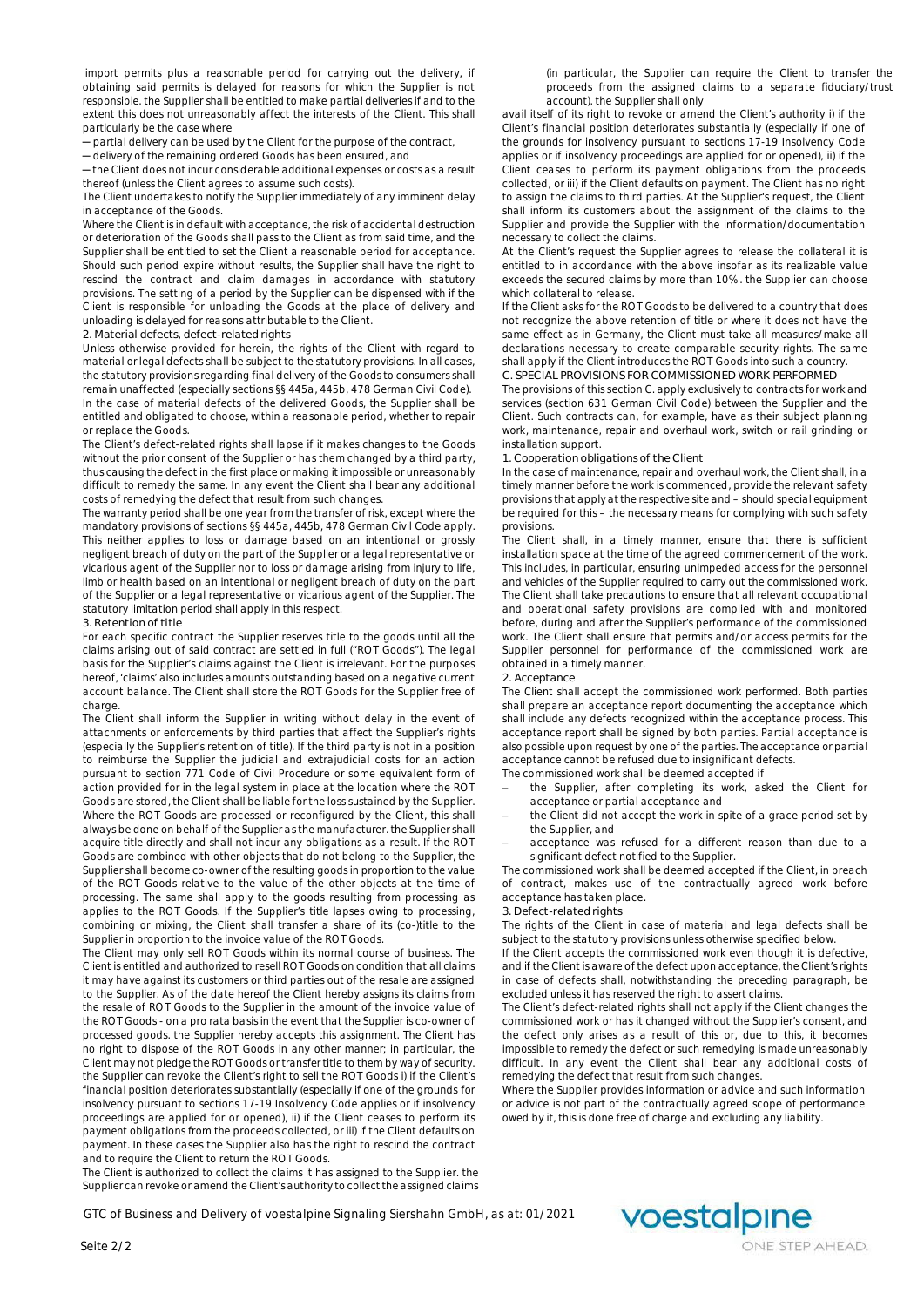import permits plus a reasonable period for carrying out the delivery, if obtaining said permits is delayed for reasons for which the Supplier is not responsible. the Supplier shall be entitled to make partial deliveries if and to the extent this does not unreasonably affect the interests of the Client. This shall particularly be the case where

— partial delivery can be used by the Client for the purpose of the contract,
— delivery of the remaining ordered Goods has been ensured, and
— the Client does not incur considerable additional expenses or costs as a result thereof (unless the Client agrees to assume such costs).

The Client undertakes to notify the Supplier immediately of any imminent delay in acceptance of the Goods.

Where the Client is in default with acceptance, the risk of accidental destruction or deterioration of the Goods shall pass to the Client as from said time, and the Supplier shall be entitled to set the Client a reasonable period for acceptance. Should such period expire without results, the Supplier shall have the right to rescind the contract and claim damages in accordance with statutory provisions. The setting of a period by the Supplier can be dispensed with if the Client is responsible for unloading the Goods at the place of delivery and unloading is delayed for reasons attributable to the Client.

### 2. Material defects, defect-related rights

Unless otherwise provided for herein, the rights of the Client with regard to material or legal defects shall be subject to the statutory provisions. In all cases, the statutory provisions regarding final delivery of the Goods to consumers shall remain unaffected (especially sections §§ 445a, 445b, 478 German Civil Code).

In the case of material defects of the delivered Goods, the Supplier shall be entitled and obligated to choose, within a reasonable period, whether to repair or replace the Goods.

The Client's defect-related rights shall lapse if it makes changes to the Goods without the prior consent of the Supplier or has them changed by a third party, thus causing the defect in the first place or making it impossible or unreasonably difficult to remedy the same. In any event the Client shall bear any additional costs of remedying the defect that result from such changes.

The warranty period shall be one year from the transfer of risk, except where the mandatory provisions of sections §§ 445a, 445b, 478 German Civil Code apply. This neither applies to loss or damage based on an intentional or grossly negligent breach of duty on the part of the Supplier or a legal representative or vicarious agent of the Supplier nor to loss or damage arising from injury to life, limb or health based on an intentional or negligent breach of duty on the part of the Supplier or a legal representative or vicarious agent of the Supplier. The statutory limitation period shall apply in this respect.

### 3. Retention of title

For each specific contract the Supplier reserves title to the goods until all the claims arising out of said contract are settled in full ("ROT Goods"). The legal basis for the Supplier's claims against the Client is irrelevant. For the purposes hereof, 'claims' also includes amounts outstanding based on a negative current account balance. The Client shall store the ROT Goods for the Supplier free of charge.

The Client shall inform the Supplier in writing without delay in the event of attachments or enforcements by third parties that affect the Supplier's rights (especially the Supplier's retention of title). If the third party is not in a position to reimburse the Supplier the judicial and extrajudicial costs for an action pursuant to section 771 Code of Civil Procedure or some equivalent form of action provided for in the legal system in place at the location where the ROT Goods are stored, the Client shall be liable for the loss sustained by the Supplier. Where the ROT Goods are processed or reconfigured by the Client, this shall always be done on behalf of the Supplier as the manufacturer. the Supplier shall acquire title directly and shall not incur any obligations as a result. If the ROT Goods are combined with other objects that do not belong to the Supplier, the Supplier shall become co-owner of the resulting goods in proportion to the value of the ROT Goods relative to the value of the other objects at the time of processing. The same shall apply to the goods resulting from processing as applies to the ROT Goods. If the Supplier's title lapses owing to processing, combining or mixing, the Client shall transfer a share of its (co-)title to the Supplier in proportion to the invoice value of the ROT Goods.

The Client may only sell ROT Goods within its normal course of business. The Client is entitled and authorized to resell ROT Goods on condition that all claims it may have against its customers or third parties out of the resale are assigned to the Supplier. As of the date hereof the Client hereby assigns its claims from the resale of ROT Goods to the Supplier in the amount of the invoice value of the ROT Goods - on a pro rata basis in the event that the Supplier is co-owner of processed goods. the Supplier hereby accepts this assignment. The Client has no right to dispose of the ROT Goods in any other manner; in particular, the Client may not pledge the ROT Goods or transfer title to them by way of security. the Supplier can revoke the Client's right to sell the ROT Goods i) if the Client's financial position deteriorates substantially (especially if one of the grounds for insolvency pursuant to sections 17-19 Insolvency Code applies or if insolvency proceedings are applied for or opened), ii) if the Client ceases to perform its payment obligations from the proceeds collected, or iii) if the Client defaults on payment. In these cases the Supplier also has the right to rescind the contract and to require the Client to return the ROT Goods.

The Client is authorized to collect the claims it has assigned to the Supplier. the Supplier can revoke or amend the Client's authority to collect the assigned claims (in particular, the Supplier can require the Client to transfer the proceeds from the assigned claims to a separate fiduciary/trust account). the Supplier shall only avail itself of its right to revoke or amend the Client's authority i) if the Client's financial position deteriorates substantially (especially if one of the grounds for insolvency pursuant to sections 17-19 Insolvency Code applies or if insolvency proceedings are applied for or opened), ii) if the Client ceases to perform its payment obligations from the proceeds collected, or iii) if the Client defaults on payment. The Client has no right to assign the claims to third parties. At the Supplier's request, the Client shall inform its customers about the assignment of the claims to the Supplier and provide the Supplier with the information/documentation necessary to collect the claims.

At the Client's request the Supplier agrees to release the collateral it is entitled to in accordance with the above insofar as its realizable value exceeds the secured claims by more than 10%. the Supplier can choose which collateral to release.

If the Client asks for the ROT Goods to be delivered to a country that does not recognize the above retention of title or where it does not have the same effect as in Germany, the Client must take all measures/make all declarations necessary to create comparable security rights. The same shall apply if the Client introduces the ROT Goods into such a country.

## C. SPECIAL PROVISIONS FOR COMMISSIONED WORK PERFORMED

The provisions of this section C. apply exclusively to contracts for work and services (section 631 German Civil Code) between the Supplier and the Client. Such contracts can, for example, have as their subject planning work, maintenance, repair and overhaul work, switch or rail grinding or installation support.

### 1. Cooperation obligations of the Client

In the case of maintenance, repair and overhaul work, the Client shall, in a timely manner before the work is commenced, provide the relevant safety provisions that apply at the respective site and – should special equipment be required for this – the necessary means for complying with such safety provisions.

The Client shall, in a timely manner, ensure that there is sufficient installation space at the time of the agreed commencement of the work. This includes, in particular, ensuring unimpeded access for the personnel and vehicles of the Supplier required to carry out the commissioned work. The Client shall take precautions to ensure that all relevant occupational and operational safety provisions are complied with and monitored before, during and after the Supplier's performance of the commissioned work. The Client shall ensure that permits and/or access permits for the Supplier personnel for performance of the commissioned work are obtained in a timely manner.

### 2. Acceptance

The Client shall accept the commissioned work performed. Both parties shall prepare an acceptance report documenting the acceptance which shall include any defects recognized within the acceptance process. This acceptance report shall be signed by both parties. Partial acceptance is also possible upon request by one of the parties. The acceptance or partial acceptance cannot be refused due to insignificant defects.

The commissioned work shall be deemed accepted if

- the Supplier, after completing its work, asked the Client for acceptance or partial acceptance and
- the Client did not accept the work in spite of a grace period set by the Supplier, and
- acceptance was refused for a different reason than due to a significant defect notified to the Supplier.

The commissioned work shall be deemed accepted if the Client, in breach of contract, makes use of the contractually agreed work before acceptance has taken place.

### 3. Defect-related rights

The rights of the Client in case of material and legal defects shall be subject to the statutory provisions unless otherwise specified below.

If the Client accepts the commissioned work even though it is defective, and if the Client is aware of the defect upon acceptance, the Client's rights in case of defects shall, notwithstanding the preceding paragraph, be excluded unless it has reserved the right to assert claims.

The Client's defect-related rights shall not apply if the Client changes the commissioned work or has it changed without the Supplier's consent, and the defect only arises as a result of this or, due to this, it becomes impossible to remedy the defect or such remedying is made unreasonably difficult. In any event the Client shall bear any additional costs of remedying the defect that result from such changes.

Where the Supplier provides information or advice and such information or advice is not part of the contractually agreed scope of performance owed by it, this is done free of charge and excluding any liability.